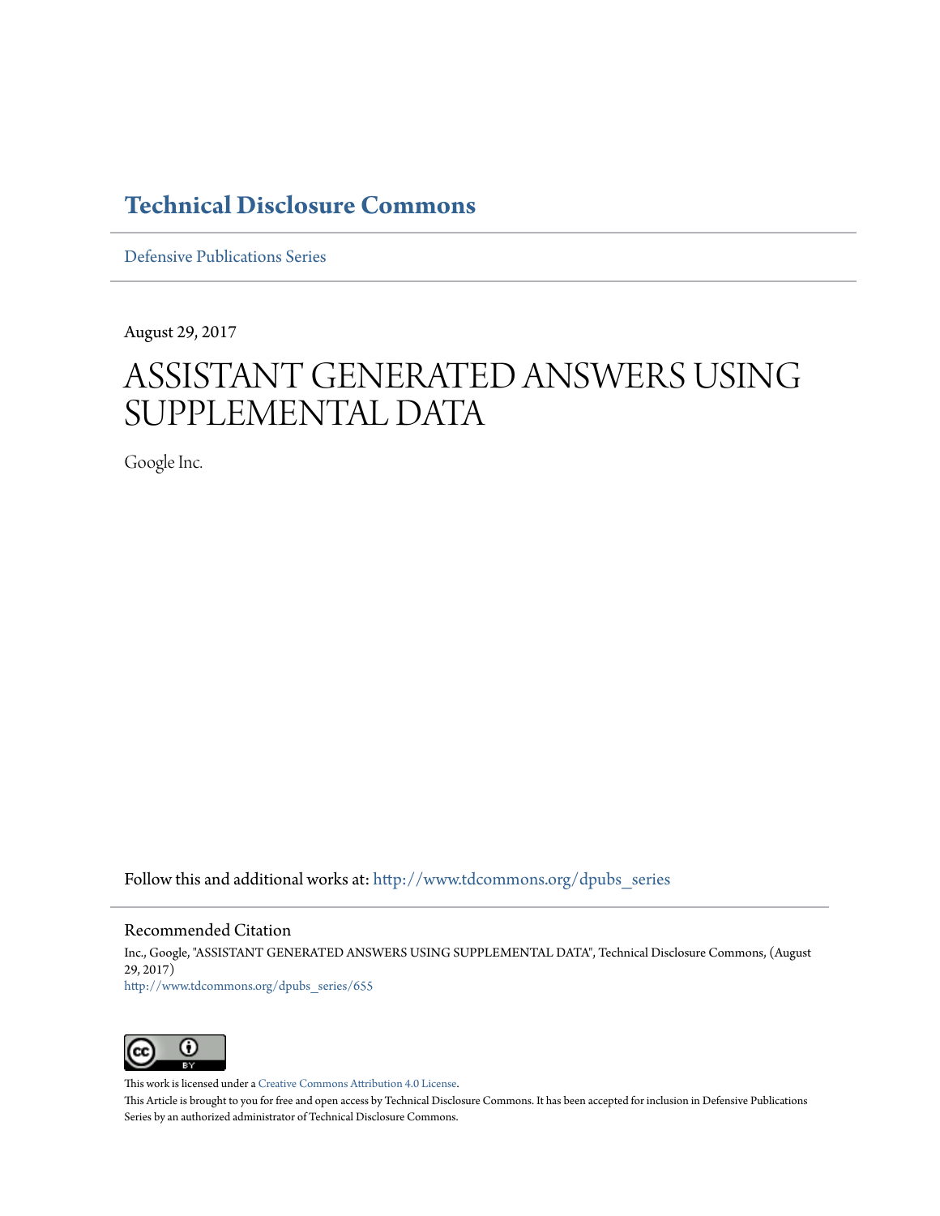# Technical Disclosure Commons

Defensive Publications Series

August 29, 2017

# ASSISTANT GENERATED ANSWERS USING SUPPLEMENTAL DATA

Google Inc.

Follow this and additional works at: http://www.tdcommons.org/dpubs_series

## Recommended Citation

Inc., Google, "ASSISTANT GENERATED ANSWERS USING SUPPLEMENTAL DATA", Technical Disclosure Commons, (August 29, 2017)
http://www.tdcommons.org/dpubs_series/655

This work is licensed under a Creative Commons Attribution 4.0 License.
This Article is brought to you for free and open access by Technical Disclosure Commons. It has been accepted for inclusion in Defensive Publications Series by an authorized administrator of Technical Disclosure Commons.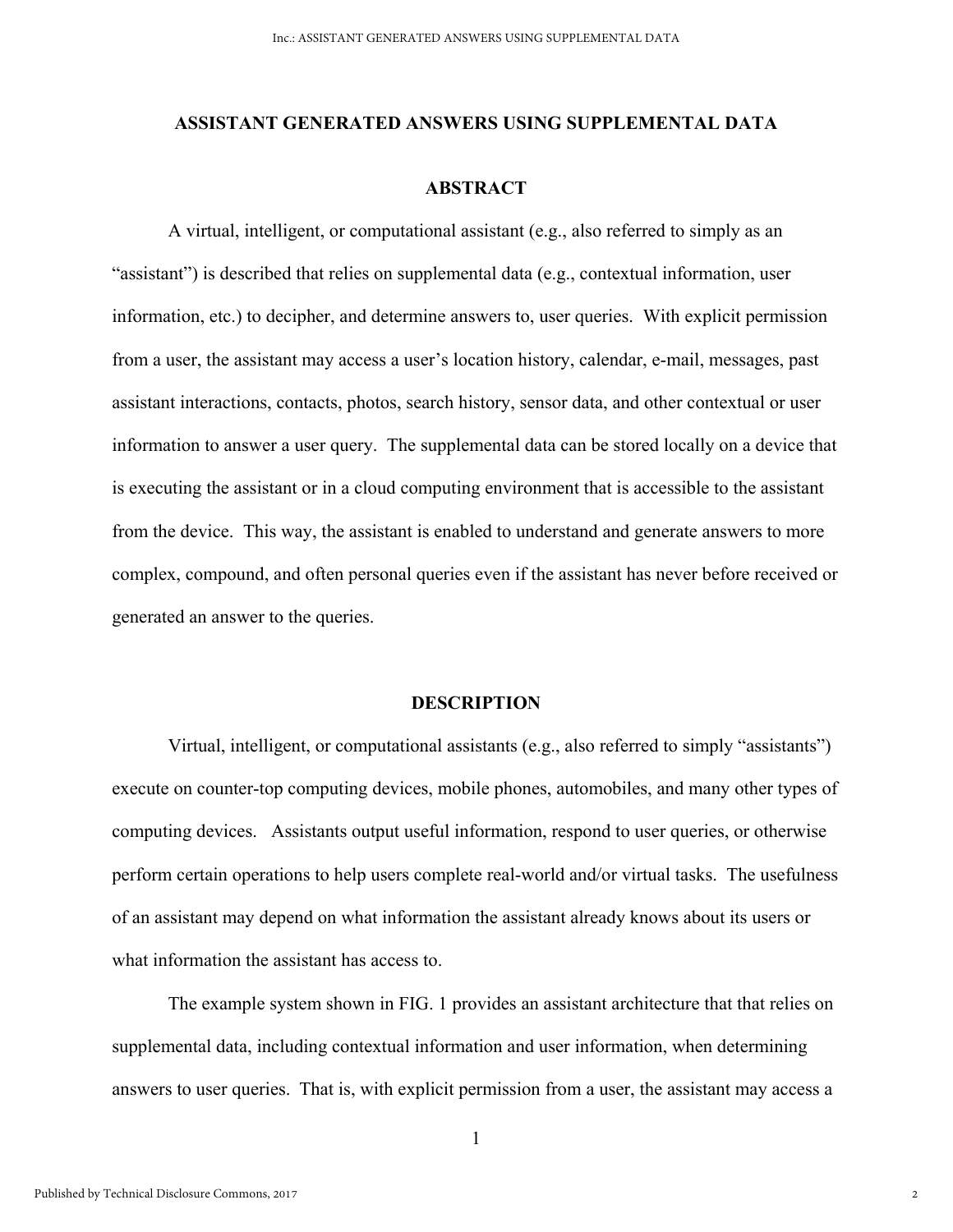# ASSISTANT GENERATED ANSWERS USING SUPPLEMENTAL DATA

## ABSTRACT

A virtual, intelligent, or computational assistant (e.g., also referred to simply as an "assistant") is described that relies on supplemental data (e.g., contextual information, user information, etc.) to decipher, and determine answers to, user queries. With explicit permission from a user, the assistant may access a user's location history, calendar, e-mail, messages, past assistant interactions, contacts, photos, search history, sensor data, and other contextual or user information to answer a user query. The supplemental data can be stored locally on a device that is executing the assistant or in a cloud computing environment that is accessible to the assistant from the device. This way, the assistant is enabled to understand and generate answers to more complex, compound, and often personal queries even if the assistant has never before received or generated an answer to the queries.

## DESCRIPTION

Virtual, intelligent, or computational assistants (e.g., also referred to simply "assistants") execute on counter-top computing devices, mobile phones, automobiles, and many other types of computing devices. Assistants output useful information, respond to user queries, or otherwise perform certain operations to help users complete real-world and/or virtual tasks. The usefulness of an assistant may depend on what information the assistant already knows about its users or what information the assistant has access to.

The example system shown in FIG. 1 provides an assistant architecture that that relies on supplemental data, including contextual information and user information, when determining answers to user queries. That is, with explicit permission from a user, the assistant may access a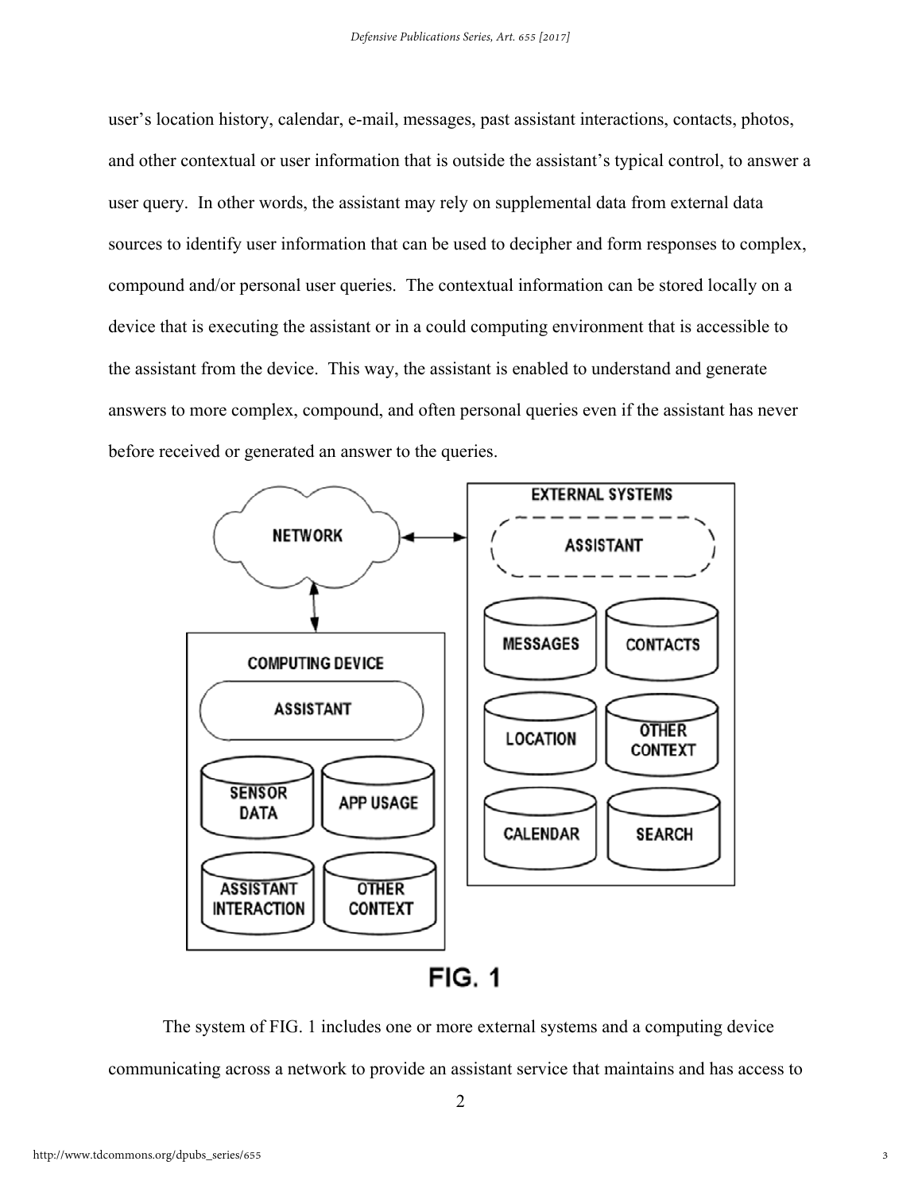user's location history, calendar, e-mail, messages, past assistant interactions, contacts, photos, and other contextual or user information that is outside the assistant's typical control, to answer a user query. In other words, the assistant may rely on supplemental data from external data sources to identify user information that can be used to decipher and form responses to complex, compound and/or personal user queries. The contextual information can be stored locally on a device that is executing the assistant or in a could computing environment that is accessible to the assistant from the device. This way, the assistant is enabled to understand and generate answers to more complex, compound, and often personal queries even if the assistant has never before received or generated an answer to the queries.

FIG. 1

The system of FIG. 1 includes one or more external systems and a computing device communicating across a network to provide an assistant service that maintains and has access to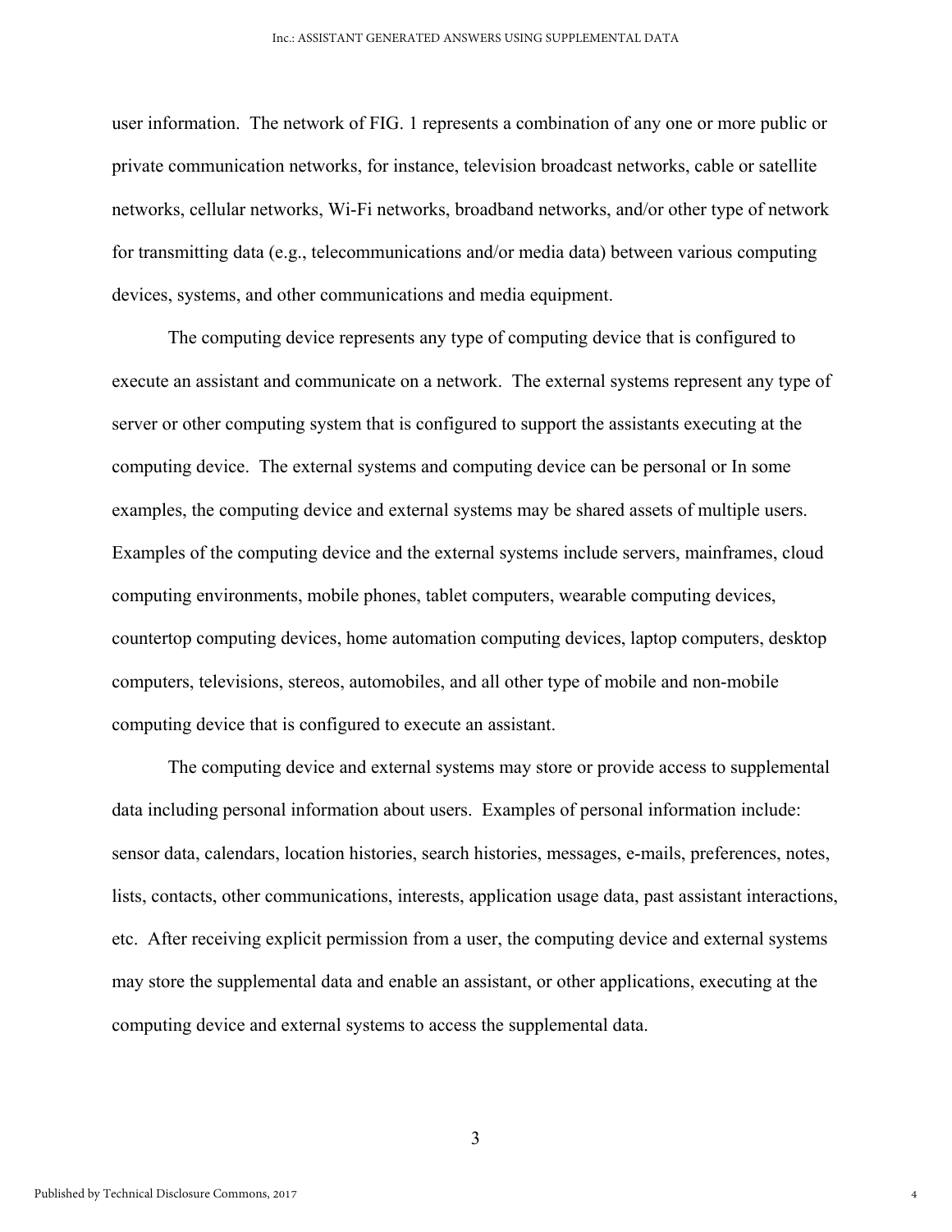user information. The network of FIG. 1 represents a combination of any one or more public or private communication networks, for instance, television broadcast networks, cable or satellite networks, cellular networks, Wi-Fi networks, broadband networks, and/or other type of network for transmitting data (e.g., telecommunications and/or media data) between various computing devices, systems, and other communications and media equipment.

The computing device represents any type of computing device that is configured to execute an assistant and communicate on a network. The external systems represent any type of server or other computing system that is configured to support the assistants executing at the computing device. The external systems and computing device can be personal or In some examples, the computing device and external systems may be shared assets of multiple users. Examples of the computing device and the external systems include servers, mainframes, cloud computing environments, mobile phones, tablet computers, wearable computing devices, countertop computing devices, home automation computing devices, laptop computers, desktop computers, televisions, stereos, automobiles, and all other type of mobile and non-mobile computing device that is configured to execute an assistant.

The computing device and external systems may store or provide access to supplemental data including personal information about users. Examples of personal information include: sensor data, calendars, location histories, search histories, messages, e-mails, preferences, notes, lists, contacts, other communications, interests, application usage data, past assistant interactions, etc. After receiving explicit permission from a user, the computing device and external systems may store the supplemental data and enable an assistant, or other applications, executing at the computing device and external systems to access the supplemental data.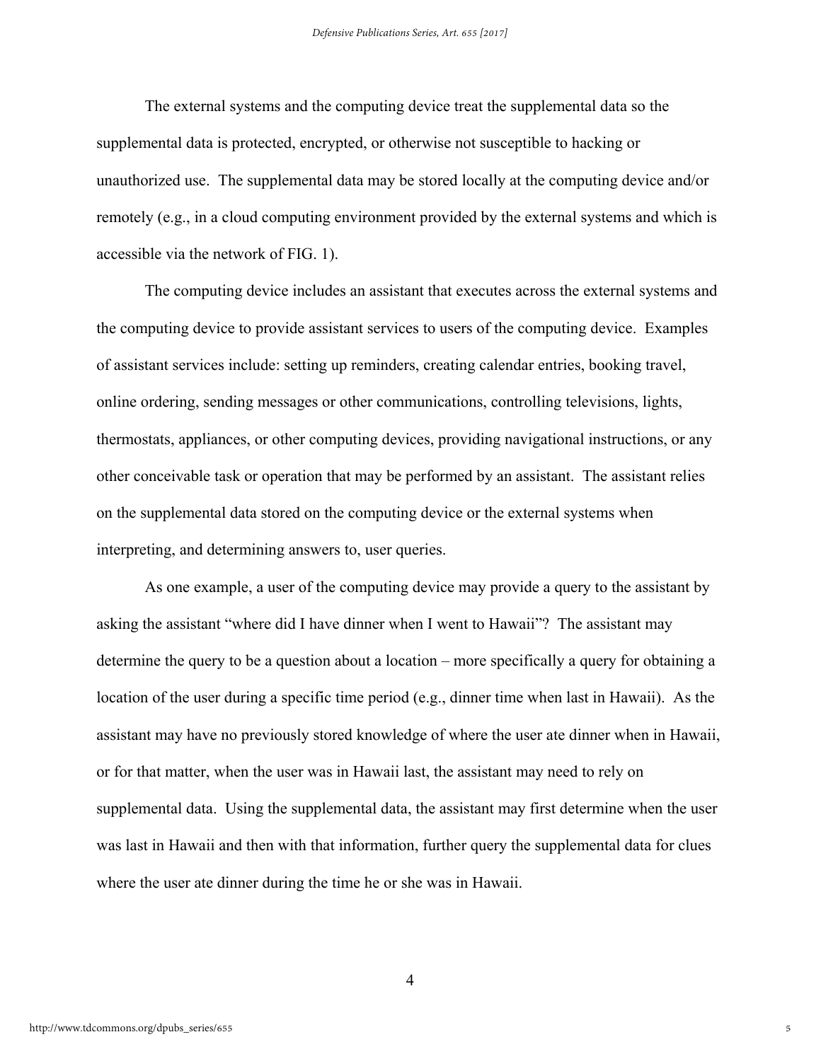The external systems and the computing device treat the supplemental data so the supplemental data is protected, encrypted, or otherwise not susceptible to hacking or unauthorized use. The supplemental data may be stored locally at the computing device and/or remotely (e.g., in a cloud computing environment provided by the external systems and which is accessible via the network of FIG. 1).

The computing device includes an assistant that executes across the external systems and the computing device to provide assistant services to users of the computing device. Examples of assistant services include: setting up reminders, creating calendar entries, booking travel, online ordering, sending messages or other communications, controlling televisions, lights, thermostats, appliances, or other computing devices, providing navigational instructions, or any other conceivable task or operation that may be performed by an assistant. The assistant relies on the supplemental data stored on the computing device or the external systems when interpreting, and determining answers to, user queries.

As one example, a user of the computing device may provide a query to the assistant by asking the assistant "where did I have dinner when I went to Hawaii"? The assistant may determine the query to be a question about a location – more specifically a query for obtaining a location of the user during a specific time period (e.g., dinner time when last in Hawaii). As the assistant may have no previously stored knowledge of where the user ate dinner when in Hawaii, or for that matter, when the user was in Hawaii last, the assistant may need to rely on supplemental data. Using the supplemental data, the assistant may first determine when the user was last in Hawaii and then with that information, further query the supplemental data for clues where the user ate dinner during the time he or she was in Hawaii.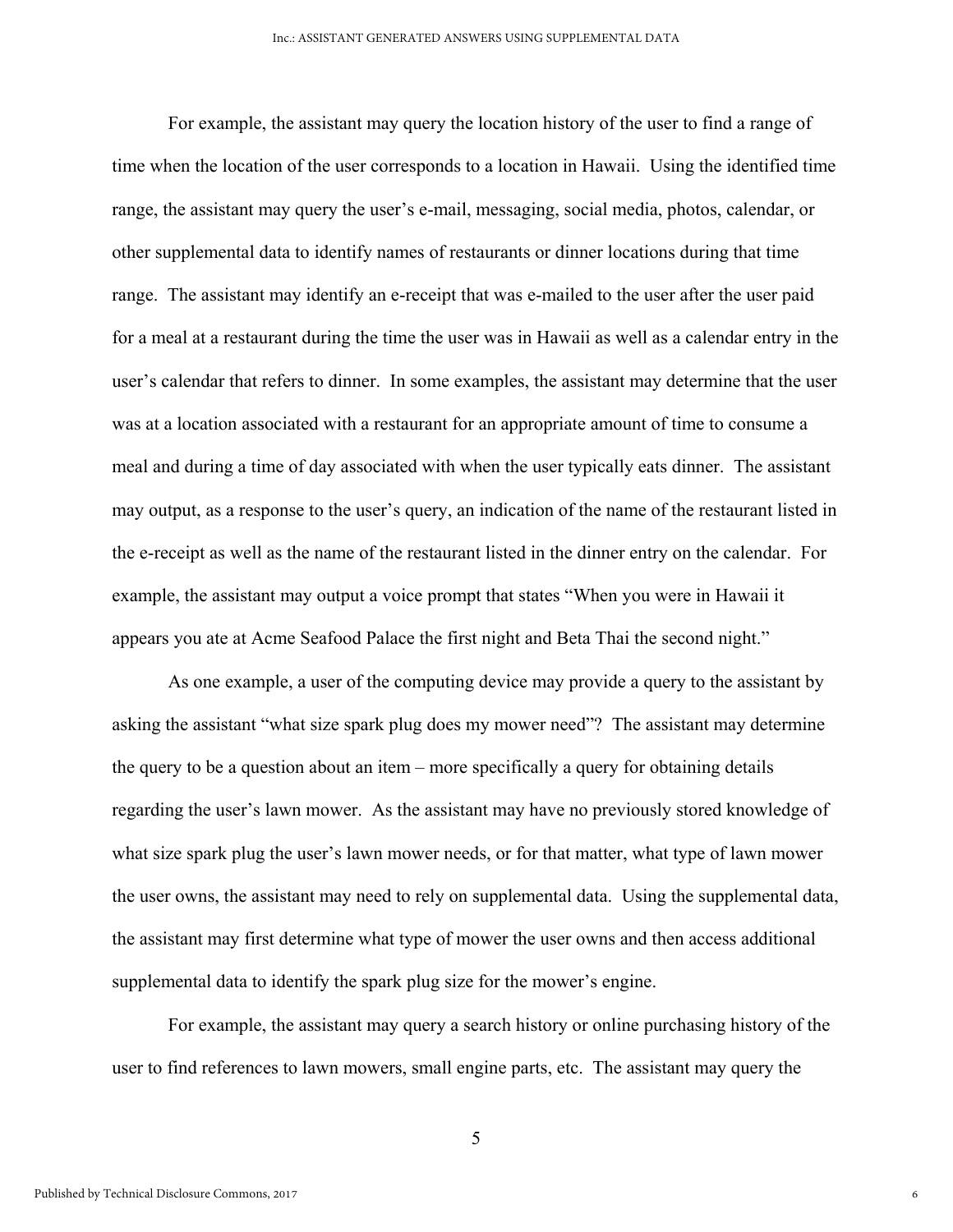For example, the assistant may query the location history of the user to find a range of time when the location of the user corresponds to a location in Hawaii. Using the identified time range, the assistant may query the user's e-mail, messaging, social media, photos, calendar, or other supplemental data to identify names of restaurants or dinner locations during that time range. The assistant may identify an e-receipt that was e-mailed to the user after the user paid for a meal at a restaurant during the time the user was in Hawaii as well as a calendar entry in the user's calendar that refers to dinner. In some examples, the assistant may determine that the user was at a location associated with a restaurant for an appropriate amount of time to consume a meal and during a time of day associated with when the user typically eats dinner. The assistant may output, as a response to the user's query, an indication of the name of the restaurant listed in the e-receipt as well as the name of the restaurant listed in the dinner entry on the calendar. For example, the assistant may output a voice prompt that states "When you were in Hawaii it appears you ate at Acme Seafood Palace the first night and Beta Thai the second night."

As one example, a user of the computing device may provide a query to the assistant by asking the assistant "what size spark plug does my mower need"? The assistant may determine the query to be a question about an item – more specifically a query for obtaining details regarding the user's lawn mower. As the assistant may have no previously stored knowledge of what size spark plug the user's lawn mower needs, or for that matter, what type of lawn mower the user owns, the assistant may need to rely on supplemental data. Using the supplemental data, the assistant may first determine what type of mower the user owns and then access additional supplemental data to identify the spark plug size for the mower's engine.

For example, the assistant may query a search history or online purchasing history of the user to find references to lawn mowers, small engine parts, etc. The assistant may query the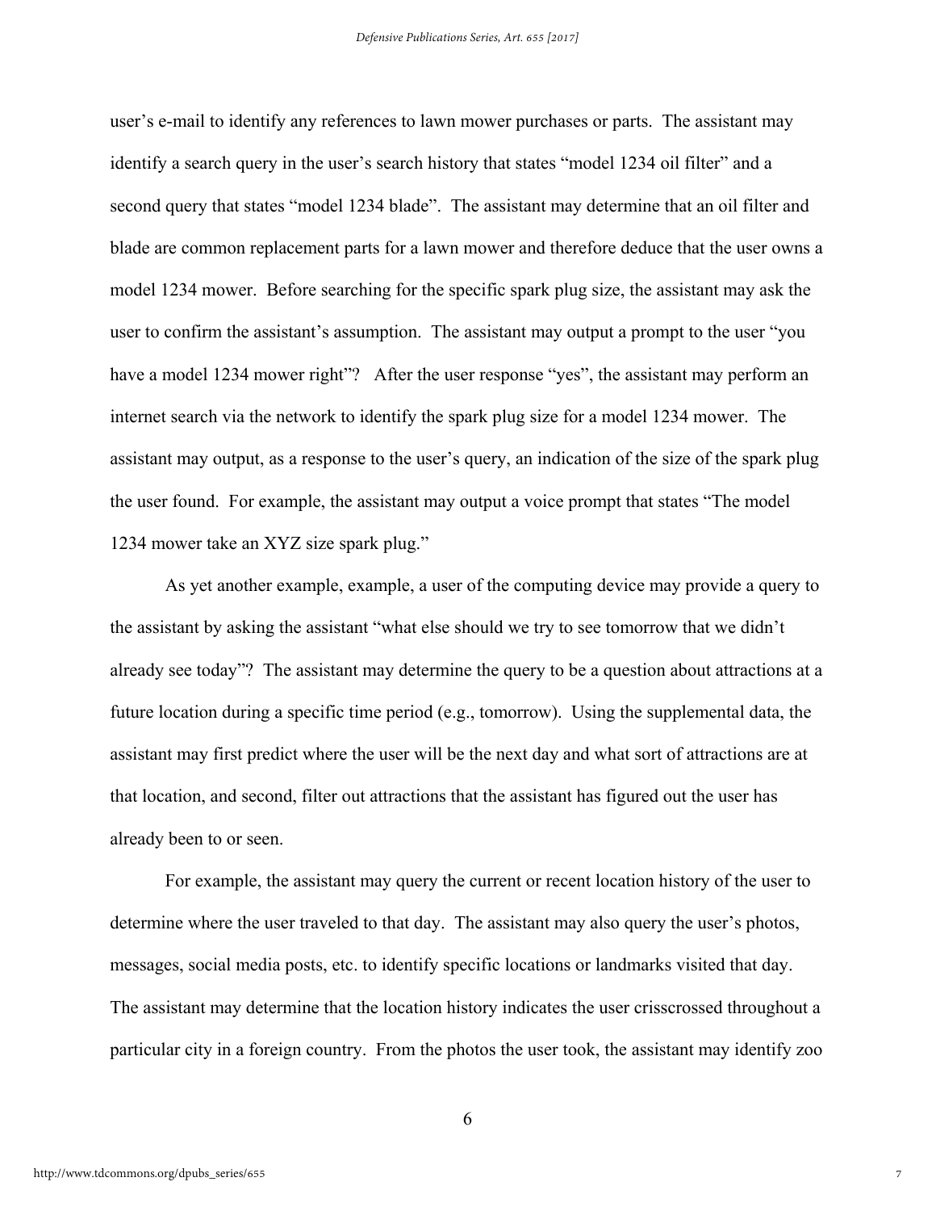user's e-mail to identify any references to lawn mower purchases or parts. The assistant may identify a search query in the user's search history that states "model 1234 oil filter" and a second query that states "model 1234 blade". The assistant may determine that an oil filter and blade are common replacement parts for a lawn mower and therefore deduce that the user owns a model 1234 mower. Before searching for the specific spark plug size, the assistant may ask the user to confirm the assistant's assumption. The assistant may output a prompt to the user "you have a model 1234 mower right"? After the user response "yes", the assistant may perform an internet search via the network to identify the spark plug size for a model 1234 mower. The assistant may output, as a response to the user's query, an indication of the size of the spark plug the user found. For example, the assistant may output a voice prompt that states "The model 1234 mower take an XYZ size spark plug."

As yet another example, example, a user of the computing device may provide a query to the assistant by asking the assistant "what else should we try to see tomorrow that we didn't already see today"? The assistant may determine the query to be a question about attractions at a future location during a specific time period (e.g., tomorrow). Using the supplemental data, the assistant may first predict where the user will be the next day and what sort of attractions are at that location, and second, filter out attractions that the assistant has figured out the user has already been to or seen.

For example, the assistant may query the current or recent location history of the user to determine where the user traveled to that day. The assistant may also query the user's photos, messages, social media posts, etc. to identify specific locations or landmarks visited that day. The assistant may determine that the location history indicates the user crisscrossed throughout a particular city in a foreign country. From the photos the user took, the assistant may identify zoo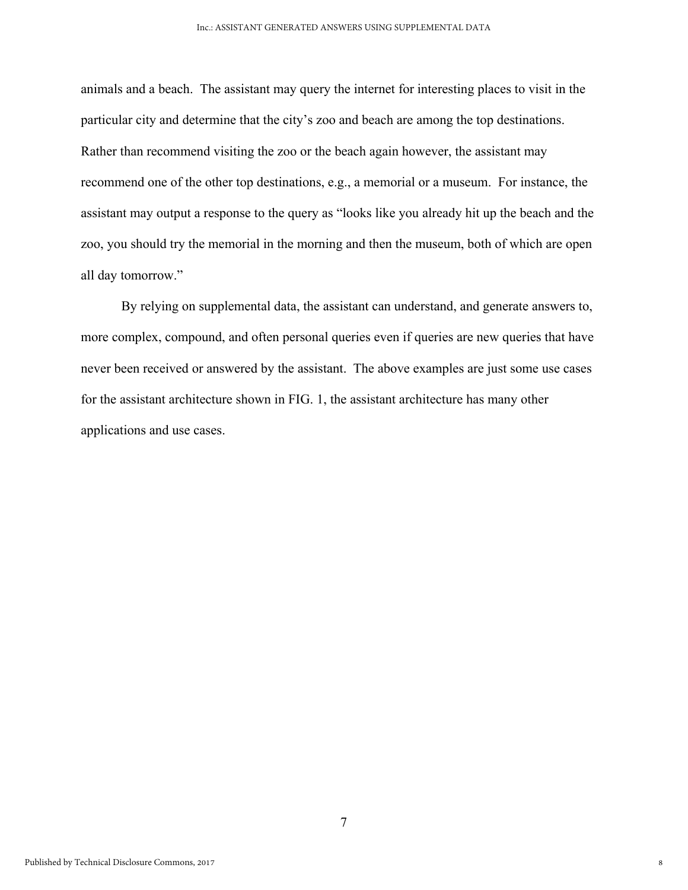animals and a beach. The assistant may query the internet for interesting places to visit in the particular city and determine that the city's zoo and beach are among the top destinations. Rather than recommend visiting the zoo or the beach again however, the assistant may recommend one of the other top destinations, e.g., a memorial or a museum. For instance, the assistant may output a response to the query as "looks like you already hit up the beach and the zoo, you should try the memorial in the morning and then the museum, both of which are open all day tomorrow."

By relying on supplemental data, the assistant can understand, and generate answers to, more complex, compound, and often personal queries even if queries are new queries that have never been received or answered by the assistant. The above examples are just some use cases for the assistant architecture shown in FIG. 1, the assistant architecture has many other applications and use cases.